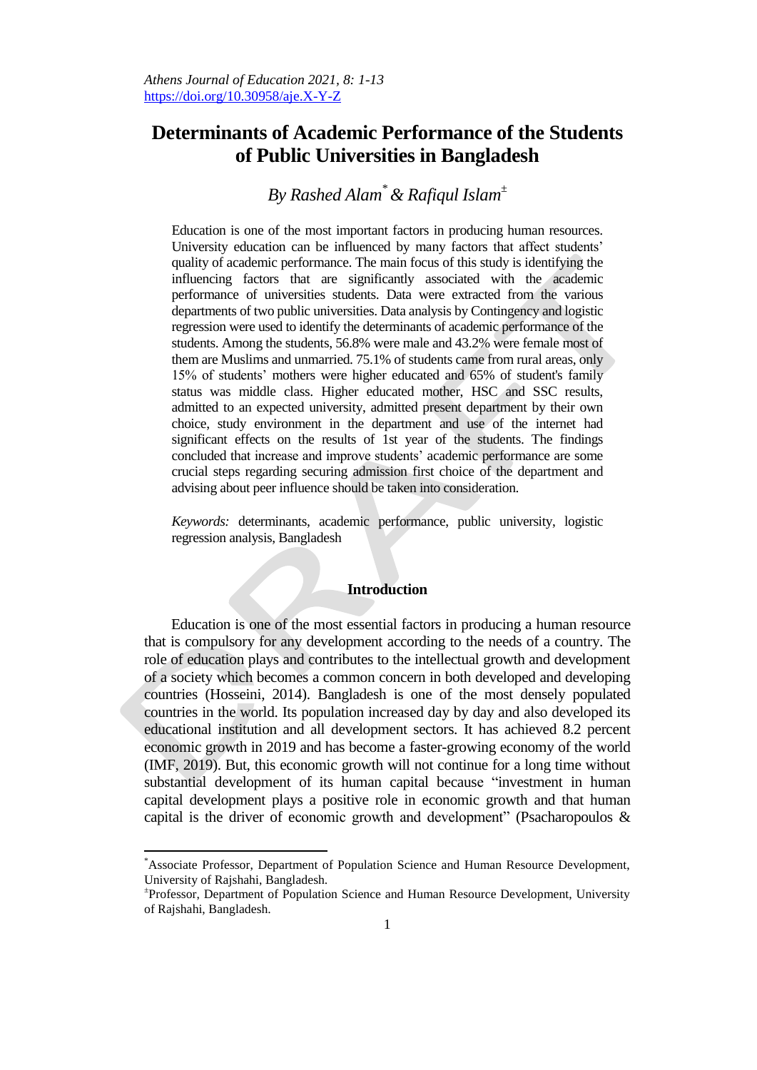*Athens Journal of Education 2021, 8: 1-13*
https://doi.org/10.30958/aje.X-Y-Z

# Determinants of Academic Performance of the Students of Public Universities in Bangladesh

*By Rashed Alam[\*] & Rafiqul Islam[±]*

Education is one of the most important factors in producing human resources. University education can be influenced by many factors that affect students' quality of academic performance. The main focus of this study is identifying the influencing factors that are significantly associated with the academic performance of universities students. Data were extracted from the various departments of two public universities. Data analysis by Contingency and logistic regression were used to identify the determinants of academic performance of the students. Among the students, 56.8% were male and 43.2% were female most of them are Muslims and unmarried. 75.1% of students came from rural areas, only 15% of students' mothers were higher educated and 65% of student's family status was middle class. Higher educated mother, HSC and SSC results, admitted to an expected university, admitted present department by their own choice, study environment in the department and use of the internet had significant effects on the results of 1st year of the students. The findings concluded that increase and improve students' academic performance are some crucial steps regarding securing admission first choice of the department and advising about peer influence should be taken into consideration.

*Keywords:* determinants, academic performance, public university, logistic regression analysis, Bangladesh

## Introduction

Education is one of the most essential factors in producing a human resource that is compulsory for any development according to the needs of a country. The role of education plays and contributes to the intellectual growth and development of a society which becomes a common concern in both developed and developing countries (Hosseini, 2014). Bangladesh is one of the most densely populated countries in the world. Its population increased day by day and also developed its educational institution and all development sectors. It has achieved 8.2 percent economic growth in 2019 and has become a faster-growing economy of the world (IMF, 2019). But, this economic growth will not continue for a long time without substantial development of its human capital because "investment in human capital development plays a positive role in economic growth and that human capital is the driver of economic growth and development" (Psacharopoulos &

---

[\*]Associate Professor, Department of Population Science and Human Resource Development, University of Rajshahi, Bangladesh.

[±]Professor, Department of Population Science and Human Resource Development, University of Rajshahi, Bangladesh.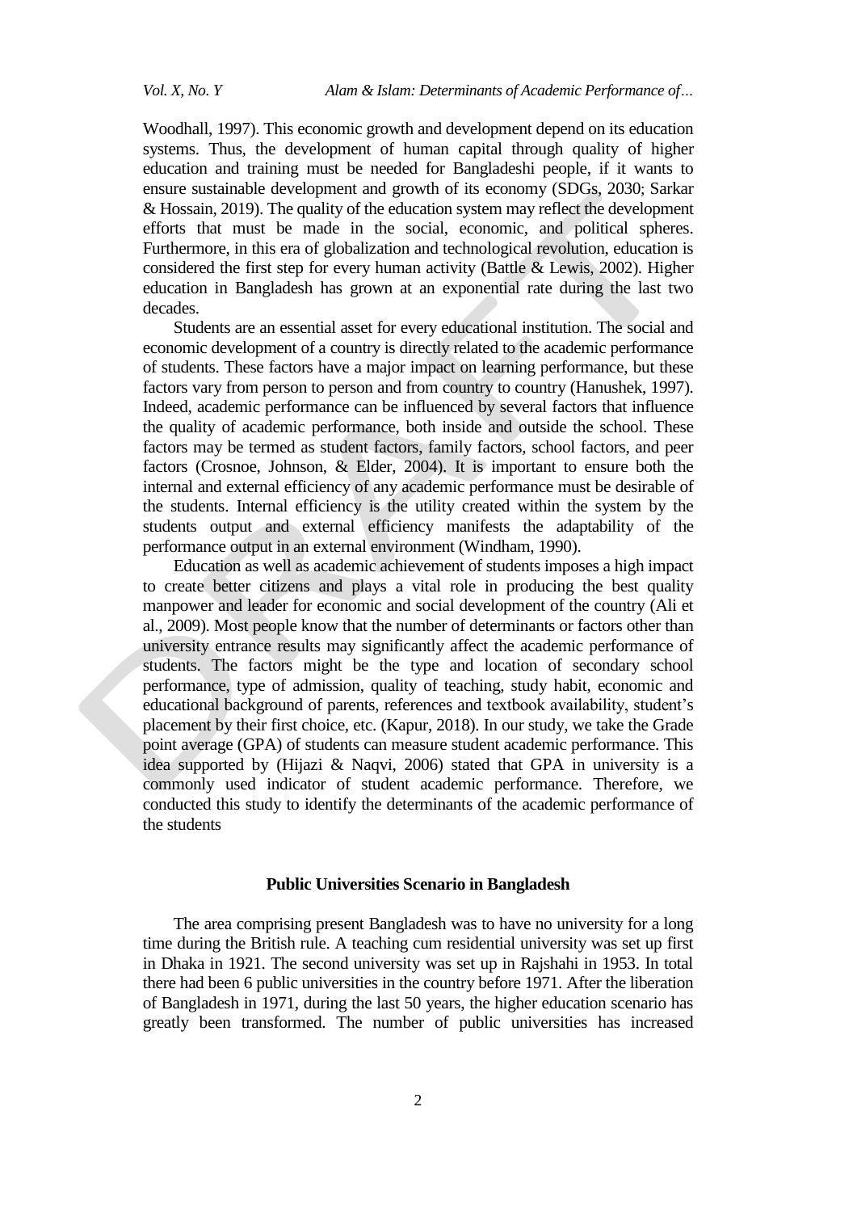Woodhall, 1997). This economic growth and development depend on its education systems. Thus, the development of human capital through quality of higher education and training must be needed for Bangladeshi people, if it wants to ensure sustainable development and growth of its economy (SDGs, 2030; Sarkar & Hossain, 2019). The quality of the education system may reflect the development efforts that must be made in the social, economic, and political spheres. Furthermore, in this era of globalization and technological revolution, education is considered the first step for every human activity (Battle & Lewis, 2002). Higher education in Bangladesh has grown at an exponential rate during the last two decades.

Students are an essential asset for every educational institution. The social and economic development of a country is directly related to the academic performance of students. These factors have a major impact on learning performance, but these factors vary from person to person and from country to country (Hanushek, 1997). Indeed, academic performance can be influenced by several factors that influence the quality of academic performance, both inside and outside the school. These factors may be termed as student factors, family factors, school factors, and peer factors (Crosnoe, Johnson, & Elder, 2004). It is important to ensure both the internal and external efficiency of any academic performance must be desirable of the students. Internal efficiency is the utility created within the system by the students output and external efficiency manifests the adaptability of the performance output in an external environment (Windham, 1990).

Education as well as academic achievement of students imposes a high impact to create better citizens and plays a vital role in producing the best quality manpower and leader for economic and social development of the country (Ali et al., 2009). Most people know that the number of determinants or factors other than university entrance results may significantly affect the academic performance of students. The factors might be the type and location of secondary school performance, type of admission, quality of teaching, study habit, economic and educational background of parents, references and textbook availability, student's placement by their first choice, etc. (Kapur, 2018). In our study, we take the Grade point average (GPA) of students can measure student academic performance. This idea supported by (Hijazi & Naqvi, 2006) stated that GPA in university is a commonly used indicator of student academic performance. Therefore, we conducted this study to identify the determinants of the academic performance of the students

## Public Universities Scenario in Bangladesh

The area comprising present Bangladesh was to have no university for a long time during the British rule. A teaching cum residential university was set up first in Dhaka in 1921. The second university was set up in Rajshahi in 1953. In total there had been 6 public universities in the country before 1971. After the liberation of Bangladesh in 1971, during the last 50 years, the higher education scenario has greatly been transformed. The number of public universities has increased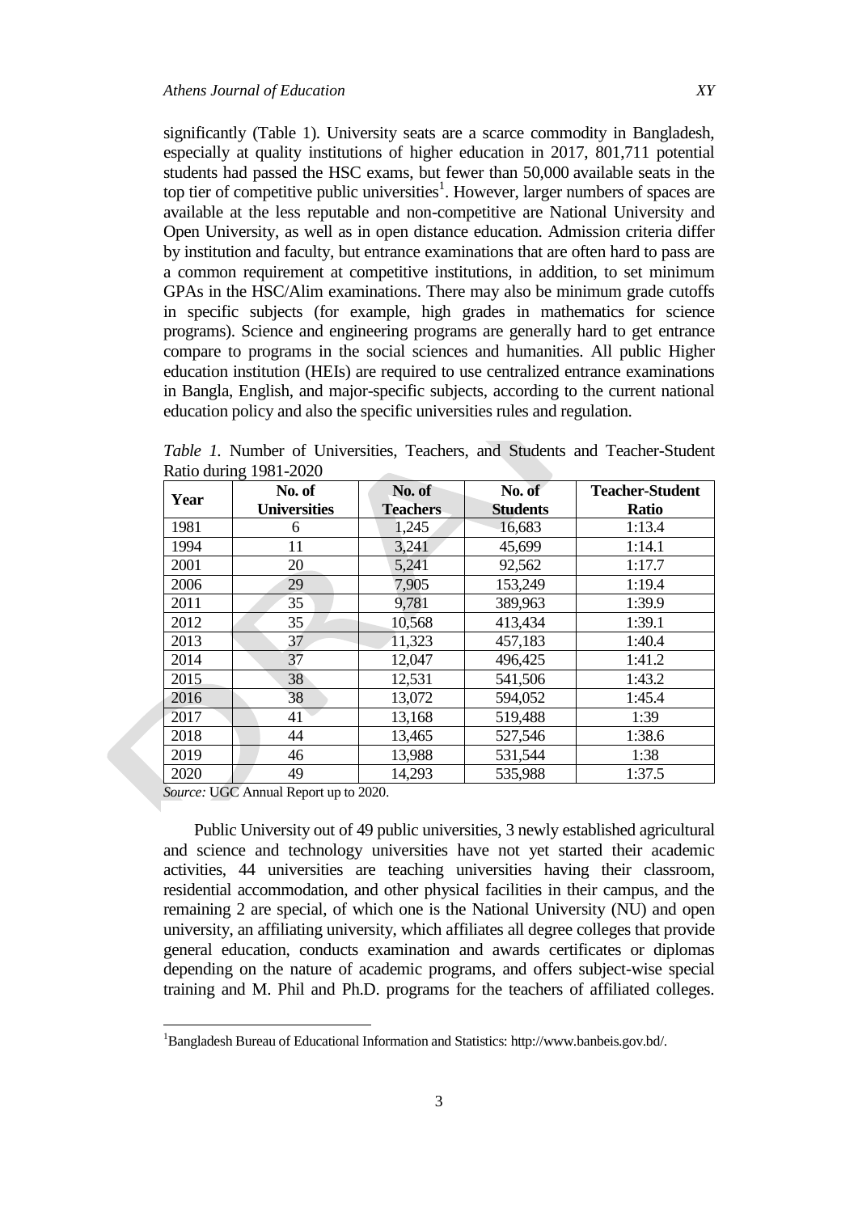significantly (Table 1). University seats are a scarce commodity in Bangladesh, especially at quality institutions of higher education in 2017, 801,711 potential students had passed the HSC exams, but fewer than 50,000 available seats in the top tier of competitive public universities[1]. However, larger numbers of spaces are available at the less reputable and non-competitive are National University and Open University, as well as in open distance education. Admission criteria differ by institution and faculty, but entrance examinations that are often hard to pass are a common requirement at competitive institutions, in addition, to set minimum GPAs in the HSC/Alim examinations. There may also be minimum grade cutoffs in specific subjects (for example, high grades in mathematics for science programs). Science and engineering programs are generally hard to get entrance compare to programs in the social sciences and humanities. All public Higher education institution (HEIs) are required to use centralized entrance examinations in Bangla, English, and major-specific subjects, according to the current national education policy and also the specific universities rules and regulation.

*Table 1.* Number of Universities, Teachers, and Students and Teacher-Student Ratio during 1981-2020

| Year | No. of Universities | No. of Teachers | No. of Students | Teacher-Student Ratio |
|---|---|---|---|---|
| 1981 | 6 | 1,245 | 16,683 | 1:13.4 |
| 1994 | 11 | 3,241 | 45,699 | 1:14.1 |
| 2001 | 20 | 5,241 | 92,562 | 1:17.7 |
| 2006 | 29 | 7,905 | 153,249 | 1:19.4 |
| 2011 | 35 | 9,781 | 389,963 | 1:39.9 |
| 2012 | 35 | 10,568 | 413,434 | 1:39.1 |
| 2013 | 37 | 11,323 | 457,183 | 1:40.4 |
| 2014 | 37 | 12,047 | 496,425 | 1:41.2 |
| 2015 | 38 | 12,531 | 541,506 | 1:43.2 |
| 2016 | 38 | 13,072 | 594,052 | 1:45.4 |
| 2017 | 41 | 13,168 | 519,488 | 1:39 |
| 2018 | 44 | 13,465 | 527,546 | 1:38.6 |
| 2019 | 46 | 13,988 | 531,544 | 1:38 |
| 2020 | 49 | 14,293 | 535,988 | 1:37.5 |

*Source:* UGC Annual Report up to 2020.

Public University out of 49 public universities, 3 newly established agricultural and science and technology universities have not yet started their academic activities, 44 universities are teaching universities having their classroom, residential accommodation, and other physical facilities in their campus, and the remaining 2 are special, of which one is the National University (NU) and open university, an affiliating university, which affiliates all degree colleges that provide general education, conducts examination and awards certificates or diplomas depending on the nature of academic programs, and offers subject-wise special training and M. Phil and Ph.D. programs for the teachers of affiliated colleges.

[1]Bangladesh Bureau of Educational Information and Statistics: http://www.banbeis.gov.bd/.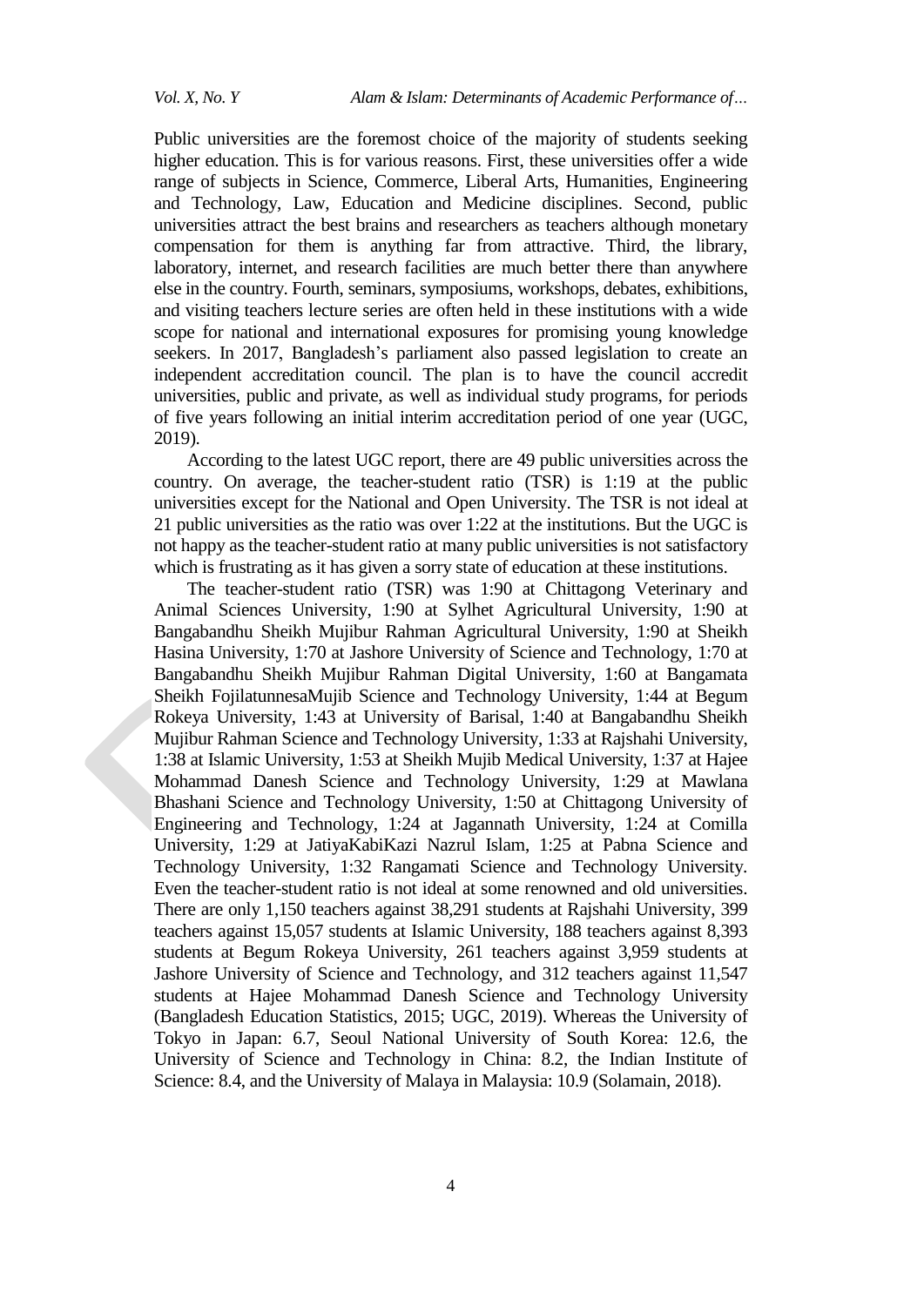Public universities are the foremost choice of the majority of students seeking higher education. This is for various reasons. First, these universities offer a wide range of subjects in Science, Commerce, Liberal Arts, Humanities, Engineering and Technology, Law, Education and Medicine disciplines. Second, public universities attract the best brains and researchers as teachers although monetary compensation for them is anything far from attractive. Third, the library, laboratory, internet, and research facilities are much better there than anywhere else in the country. Fourth, seminars, symposiums, workshops, debates, exhibitions, and visiting teachers lecture series are often held in these institutions with a wide scope for national and international exposures for promising young knowledge seekers. In 2017, Bangladesh's parliament also passed legislation to create an independent accreditation council. The plan is to have the council accredit universities, public and private, as well as individual study programs, for periods of five years following an initial interim accreditation period of one year (UGC, 2019).

According to the latest UGC report, there are 49 public universities across the country. On average, the teacher-student ratio (TSR) is 1:19 at the public universities except for the National and Open University. The TSR is not ideal at 21 public universities as the ratio was over 1:22 at the institutions. But the UGC is not happy as the teacher-student ratio at many public universities is not satisfactory which is frustrating as it has given a sorry state of education at these institutions.

The teacher-student ratio (TSR) was 1:90 at Chittagong Veterinary and Animal Sciences University, 1:90 at Sylhet Agricultural University, 1:90 at Bangabandhu Sheikh Mujibur Rahman Agricultural University, 1:90 at Sheikh Hasina University, 1:70 at Jashore University of Science and Technology, 1:70 at Bangabandhu Sheikh Mujibur Rahman Digital University, 1:60 at Bangamata Sheikh FojilatunnesaMujib Science and Technology University, 1:44 at Begum Rokeya University, 1:43 at University of Barisal, 1:40 at Bangabandhu Sheikh Mujibur Rahman Science and Technology University, 1:33 at Rajshahi University, 1:38 at Islamic University, 1:53 at Sheikh Mujib Medical University, 1:37 at Hajee Mohammad Danesh Science and Technology University, 1:29 at Mawlana Bhashani Science and Technology University, 1:50 at Chittagong University of Engineering and Technology, 1:24 at Jagannath University, 1:24 at Comilla University, 1:29 at JatiyaKabiKazi Nazrul Islam, 1:25 at Pabna Science and Technology University, 1:32 Rangamati Science and Technology University. Even the teacher-student ratio is not ideal at some renowned and old universities. There are only 1,150 teachers against 38,291 students at Rajshahi University, 399 teachers against 15,057 students at Islamic University, 188 teachers against 8,393 students at Begum Rokeya University, 261 teachers against 3,959 students at Jashore University of Science and Technology, and 312 teachers against 11,547 students at Hajee Mohammad Danesh Science and Technology University (Bangladesh Education Statistics, 2015; UGC, 2019). Whereas the University of Tokyo in Japan: 6.7, Seoul National University of South Korea: 12.6, the University of Science and Technology in China: 8.2, the Indian Institute of Science: 8.4, and the University of Malaya in Malaysia: 10.9 (Solamain, 2018).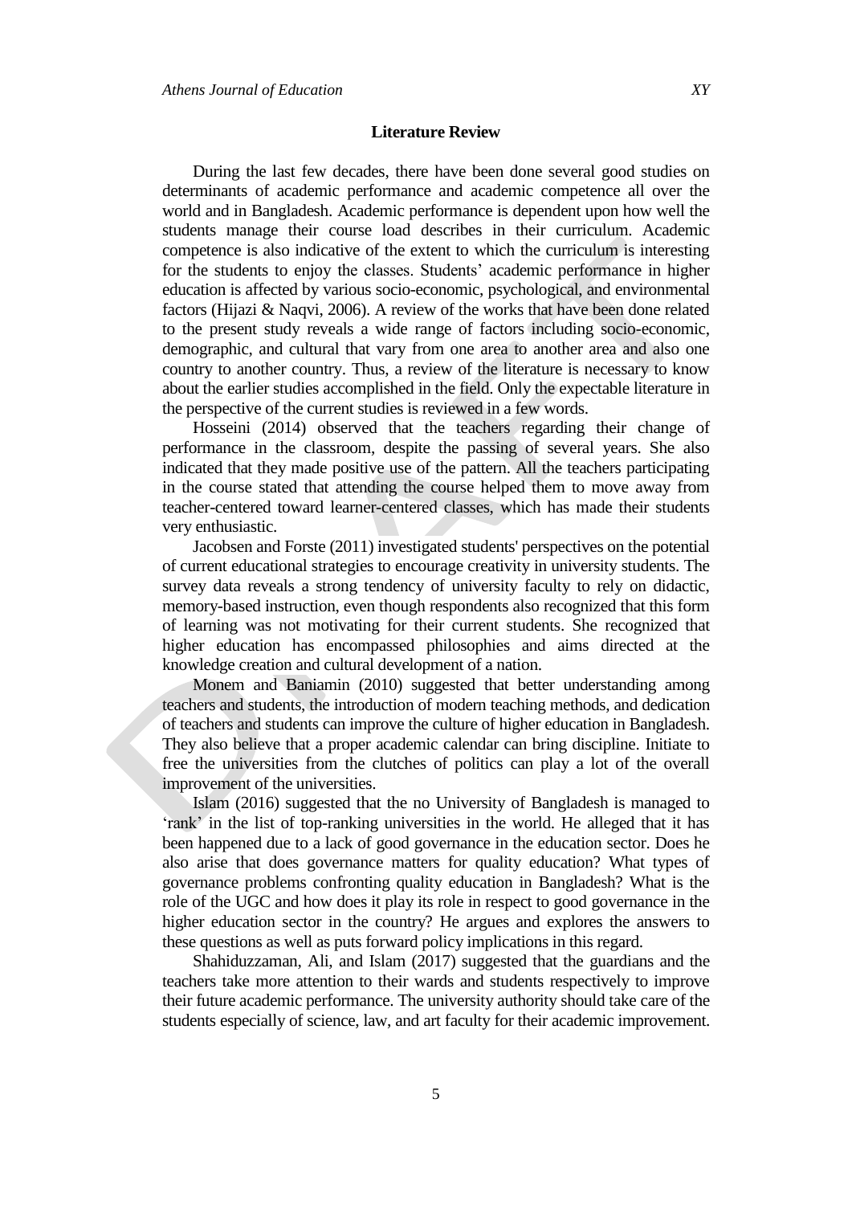## Literature Review

During the last few decades, there have been done several good studies on determinants of academic performance and academic competence all over the world and in Bangladesh. Academic performance is dependent upon how well the students manage their course load describes in their curriculum. Academic competence is also indicative of the extent to which the curriculum is interesting for the students to enjoy the classes. Students' academic performance in higher education is affected by various socio-economic, psychological, and environmental factors (Hijazi & Naqvi, 2006). A review of the works that have been done related to the present study reveals a wide range of factors including socio-economic, demographic, and cultural that vary from one area to another area and also one country to another country. Thus, a review of the literature is necessary to know about the earlier studies accomplished in the field. Only the expectable literature in the perspective of the current studies is reviewed in a few words.

Hosseini (2014) observed that the teachers regarding their change of performance in the classroom, despite the passing of several years. She also indicated that they made positive use of the pattern. All the teachers participating in the course stated that attending the course helped them to move away from teacher-centered toward learner-centered classes, which has made their students very enthusiastic.

Jacobsen and Forste (2011) investigated students' perspectives on the potential of current educational strategies to encourage creativity in university students. The survey data reveals a strong tendency of university faculty to rely on didactic, memory-based instruction, even though respondents also recognized that this form of learning was not motivating for their current students. She recognized that higher education has encompassed philosophies and aims directed at the knowledge creation and cultural development of a nation.

Monem and Baniamin (2010) suggested that better understanding among teachers and students, the introduction of modern teaching methods, and dedication of teachers and students can improve the culture of higher education in Bangladesh. They also believe that a proper academic calendar can bring discipline. Initiate to free the universities from the clutches of politics can play a lot of the overall improvement of the universities.

Islam (2016) suggested that the no University of Bangladesh is managed to 'rank' in the list of top-ranking universities in the world. He alleged that it has been happened due to a lack of good governance in the education sector. Does he also arise that does governance matters for quality education? What types of governance problems confronting quality education in Bangladesh? What is the role of the UGC and how does it play its role in respect to good governance in the higher education sector in the country? He argues and explores the answers to these questions as well as puts forward policy implications in this regard.

Shahiduzzaman, Ali, and Islam (2017) suggested that the guardians and the teachers take more attention to their wards and students respectively to improve their future academic performance. The university authority should take care of the students especially of science, law, and art faculty for their academic improvement.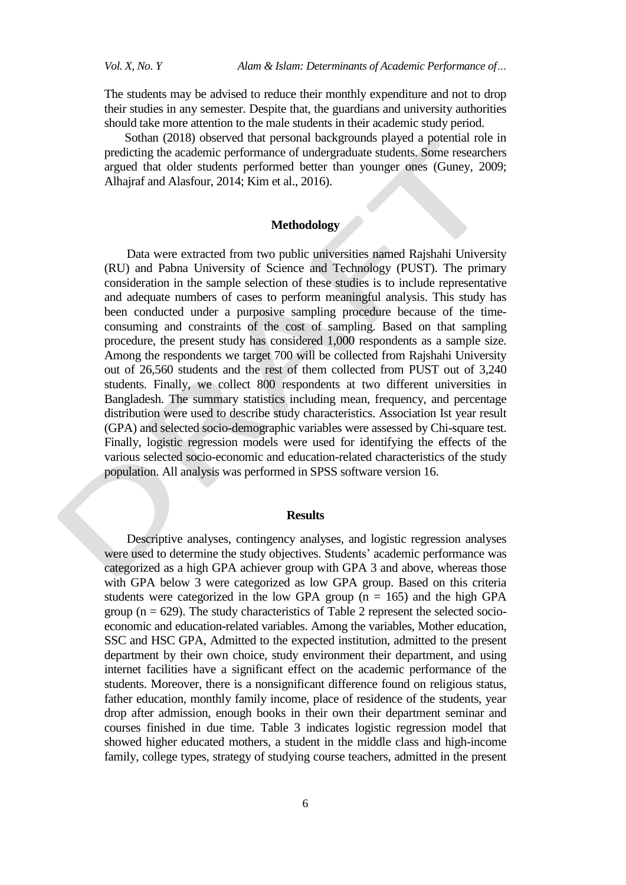The students may be advised to reduce their monthly expenditure and not to drop their studies in any semester. Despite that, the guardians and university authorities should take more attention to the male students in their academic study period.

Sothan (2018) observed that personal backgrounds played a potential role in predicting the academic performance of undergraduate students. Some researchers argued that older students performed better than younger ones (Guney, 2009; Alhajraf and Alasfour, 2014; Kim et al., 2016).

## Methodology

Data were extracted from two public universities named Rajshahi University (RU) and Pabna University of Science and Technology (PUST). The primary consideration in the sample selection of these studies is to include representative and adequate numbers of cases to perform meaningful analysis. This study has been conducted under a purposive sampling procedure because of the time-consuming and constraints of the cost of sampling. Based on that sampling procedure, the present study has considered 1,000 respondents as a sample size. Among the respondents we target 700 will be collected from Rajshahi University out of 26,560 students and the rest of them collected from PUST out of 3,240 students. Finally, we collect 800 respondents at two different universities in Bangladesh. The summary statistics including mean, frequency, and percentage distribution were used to describe study characteristics. Association Ist year result (GPA) and selected socio-demographic variables were assessed by Chi-square test. Finally, logistic regression models were used for identifying the effects of the various selected socio-economic and education-related characteristics of the study population. All analysis was performed in SPSS software version 16.

## Results

Descriptive analyses, contingency analyses, and logistic regression analyses were used to determine the study objectives. Students' academic performance was categorized as a high GPA achiever group with GPA 3 and above, whereas those with GPA below 3 were categorized as low GPA group. Based on this criteria students were categorized in the low GPA group ($n = 165$) and the high GPA group ($n = 629$). The study characteristics of Table 2 represent the selected socio-economic and education-related variables. Among the variables, Mother education, SSC and HSC GPA, Admitted to the expected institution, admitted to the present department by their own choice, study environment their department, and using internet facilities have a significant effect on the academic performance of the students. Moreover, there is a nonsignificant difference found on religious status, father education, monthly family income, place of residence of the students, year drop after admission, enough books in their own their department seminar and courses finished in due time. Table 3 indicates logistic regression model that showed higher educated mothers, a student in the middle class and high-income family, college types, strategy of studying course teachers, admitted in the present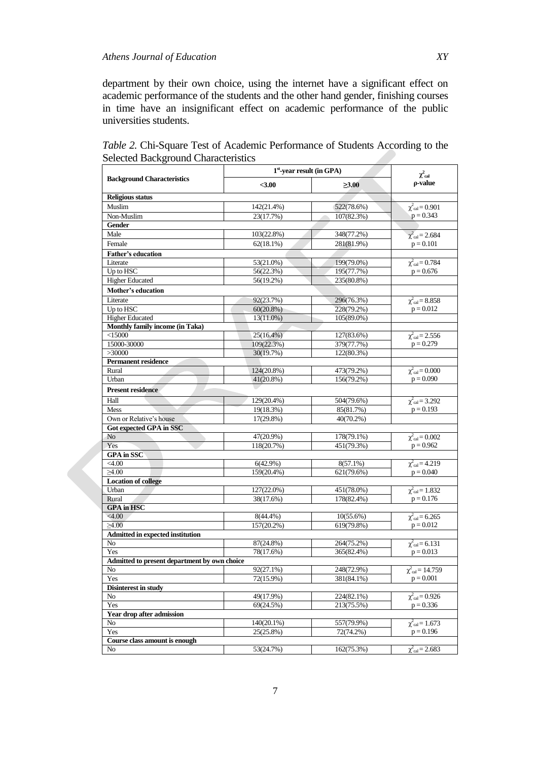department by their own choice, using the internet have a significant effect on academic performance of the students and the other hand gender, finishing courses in time have an insignificant effect on academic performance of the public universities students.

*Table 2.* Chi-Square Test of Academic Performance of Students According to the Selected Background Characteristics

| Background Characteristics | 1st-year result (in GPA) | | $\chi^2_{cal}$ ρ-value |
|---|---|---|---|
| | <3.00 | ≥3.00 | |
| **Religious status** | | | |
| Muslim | 142(21.4%) | 522(78.6%) | $\chi^2_{cal} = 0.901$ |
| Non-Muslim | 23(17.7%) | 107(82.3%) | $p = 0.343$ |
| **Gender** | | | |
| Male | 103(22.8%) | 348(77.2%) | $\chi^2_{cal} = 2.684$ |
| Female | 62(18.1%) | 281(81.9%) | $p = 0.101$ |
| **Father's education** | | | |
| Literate | 53(21.0%) | 199(79.0%) | $\chi^2_{cal} = 0.784$ |
| Up to HSC | 56(22.3%) | 195(77.7%) | $p = 0.676$ |
| Higher Educated | 56(19.2%) | 235(80.8%) | |
| **Mother's education** | | | |
| Literate | 92(23.7%) | 296(76.3%) | $\chi^2_{cal} = 8.858$ |
| Up to HSC | 60(20.8%) | 228(79.2%) | $p = 0.012$ |
| Higher Educated | 13(11.0%) | 105(89.0%) | |
| **Monthly family income (in Taka)** | | | |
| <15000 | 25(16.4%) | 127(83.6%) | $\chi^2_{cal} = 2.556$ |
| 15000-30000 | 109(22.3%) | 379(77.7%) | $p = 0.279$ |
| >30000 | 30(19.7%) | 122(80.3%) | |
| **Permanent residence** | | | |
| Rural | 124(20.8%) | 473(79.2%) | $\chi^2_{cal} = 0.000$ |
| Urban | 41(20.8%) | 156(79.2%) | $p = 0.090$ |
| **Present residence** | | | |
| Hall | 129(20.4%) | 504(79.6%) | $\chi^2_{cal} = 3.292$ |
| Mess | 19(18.3%) | 85(81.7%) | $p = 0.193$ |
| Own or Relative's house | 17(29.8%) | 40(70.2%) | |
| **Got expected GPA in SSC** | | | |
| No | 47(20.9%) | 178(79.1%) | $\chi^2_{cal} = 0.002$ |
| Yes | 118(20.7%) | 451(79.3%) | $p = 0.962$ |
| **GPA in SSC** | | | |
| <4.00 | 6(42.9%) | 8(57.1%) | $\chi^2_{cal} = 4.219$ |
| ≥4.00 | 159(20.4%) | 621(79.6%) | $p = 0.040$ |
| **Location of college** | | | |
| Urban | 127(22.0%) | 451(78.0%) | $\chi^2_{cal} = 1.832$ |
| Rural | 38(17.6%) | 178(82.4%) | $p = 0.176$ |
| **GPA in HSC** | | | |
| <4.00 | 8(44.4%) | 10(55.6%) | $\chi^2_{cal} = 6.265$ |
| ≥4.00 | 157(20.2%) | 619(79.8%) | $p = 0.012$ |
| **Admitted in expected institution** | | | |
| No | 87(24.8%) | 264(75.2%) | $\chi^2_{cal} = 6.131$ |
| Yes | 78(17.6%) | 365(82.4%) | $p = 0.013$ |
| **Admitted to present department by own choice** | | | |
| No | 92(27.1%) | 248(72.9%) | $\chi^2_{cal} = 14.759$ |
| Yes | 72(15.9%) | 381(84.1%) | $p = 0.001$ |
| **Disinterest in study** | | | |
| No | 49(17.9%) | 224(82.1%) | $\chi^2_{cal} = 0.926$ |
| Yes | 69(24.5%) | 213(75.5%) | $p = 0.336$ |
| **Year drop after admission** | | | |
| No | 140(20.1%) | 557(79.9%) | $\chi^2_{cal} = 1.673$ |
| Yes | 25(25.8%) | 72(74.2%) | $p = 0.196$ |
| **Course class amount is enough** | | | |
| No | 53(24.7%) | 162(75.3%) | $\chi^2_{cal} = 2.683$ |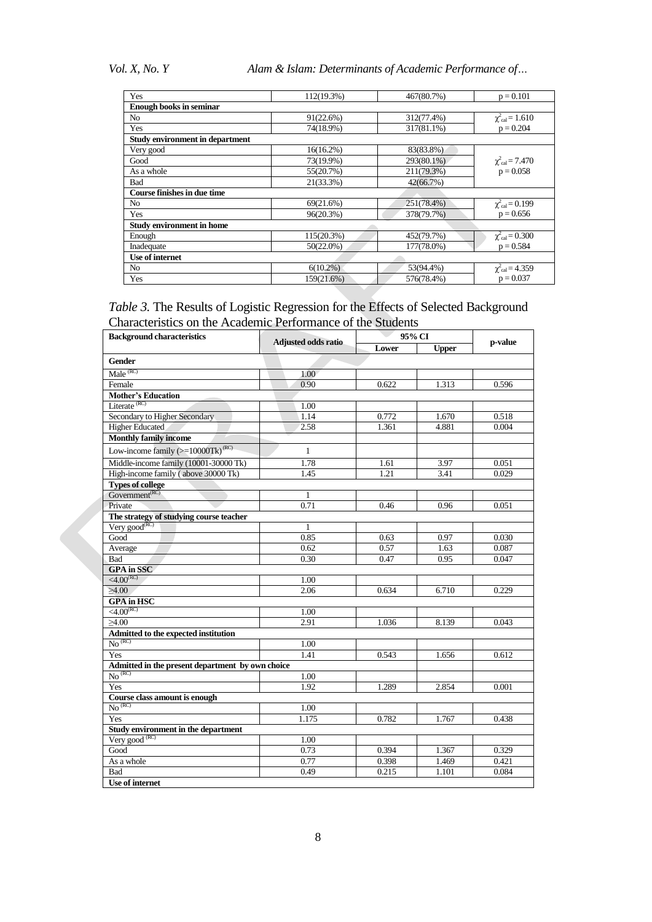| | | | |
|---|---|---|---|
| Yes | 112(19.3%) | 467(80.7%) | p = 0.101 |
| **Enough books in seminar** | | | |
| No | 91(22.6%) | 312(77.4%) | $\chi^2_{cal} = 1.610$ |
| Yes | 74(18.9%) | 317(81.1%) | p = 0.204 |
| **Study environment in department** | | | |
| Very good | 16(16.2%) | 83(83.8%) | |
| Good | 73(19.9%) | 293(80.1%) | $\chi^2_{cal} = 7.470$ |
| As a whole | 55(20.7%) | 211(79.3%) | p = 0.058 |
| Bad | 21(33.3%) | 42(66.7%) | |
| **Course finishes in due time** | | | |
| No | 69(21.6%) | 251(78.4%) | $\chi^2_{cal} = 0.199$ |
| Yes | 96(20.3%) | 378(79.7%) | p = 0.656 |
| **Study environment in home** | | | |
| Enough | 115(20.3%) | 452(79.7%) | $\chi^2_{cal} = 0.300$ |
| Inadequate | 50(22.0%) | 177(78.0%) | p = 0.584 |
| **Use of internet** | | | |
| No | 6(10.2%) | 53(94.4%) | $\chi^2_{cal} = 4.359$ |
| Yes | 159(21.6%) | 576(78.4%) | p = 0.037 |

*Table 3.* The Results of Logistic Regression for the Effects of Selected Background Characteristics on the Academic Performance of the Students

| Background characteristics | Adjusted odds ratio | 95% CI | | p-value |
|---|---|---|---|---|
| | | Lower | Upper | |
| **Gender** | | | | |
| Male (RC) | 1.00 | | | |
| Female | 0.90 | 0.622 | 1.313 | 0.596 |
| **Mother's Education** | | | | |
| Literate (RC) | 1.00 | | | |
| Secondary to Higher Secondary | 1.14 | 0.772 | 1.670 | 0.518 |
| Higher Educated | 2.58 | 1.361 | 4.881 | 0.004 |
| **Monthly family income** | | | | |
| Low-income family (>=10000Tk) (RC) | 1 | | | |
| Middle-income family (10001-30000 Tk) | 1.78 | 1.61 | 3.97 | 0.051 |
| High-income family ( above 30000 Tk) | 1.45 | 1.21 | 3.41 | 0.029 |
| **Types of college** | | | | |
| Government (RC) | 1 | | | |
| Private | 0.71 | 0.46 | 0.96 | 0.051 |
| **The strategy of studying course teacher** | | | | |
| Very good (RC) | 1 | | | |
| Good | 0.85 | 0.63 | 0.97 | 0.030 |
| Average | 0.62 | 0.57 | 1.63 | 0.087 |
| Bad | 0.30 | 0.47 | 0.95 | 0.047 |
| **GPA in SSC** | | | | |
| <4.00 (RC) | 1.00 | | | |
| ≥4.00 | 2.06 | 0.634 | 6.710 | 0.229 |
| **GPA in HSC** | | | | |
| <4.00 (RC) | 1.00 | | | |
| ≥4.00 | 2.91 | 1.036 | 8.139 | 0.043 |
| **Admitted to the expected institution** | | | | |
| No (RC) | 1.00 | | | |
| Yes | 1.41 | 0.543 | 1.656 | 0.612 |
| **Admitted in the present department by own choice** | | | | |
| No (RC) | 1.00 | | | |
| Yes | 1.92 | 1.289 | 2.854 | 0.001 |
| **Course class amount is enough** | | | | |
| No (RC) | 1.00 | | | |
| Yes | 1.175 | 0.782 | 1.767 | 0.438 |
| **Study environment in the department** | | | | |
| Very good (RC) | 1.00 | | | |
| Good | 0.73 | 0.394 | 1.367 | 0.329 |
| As a whole | 0.77 | 0.398 | 1.469 | 0.421 |
| Bad | 0.49 | 0.215 | 1.101 | 0.084 |
| **Use of internet** | | | | |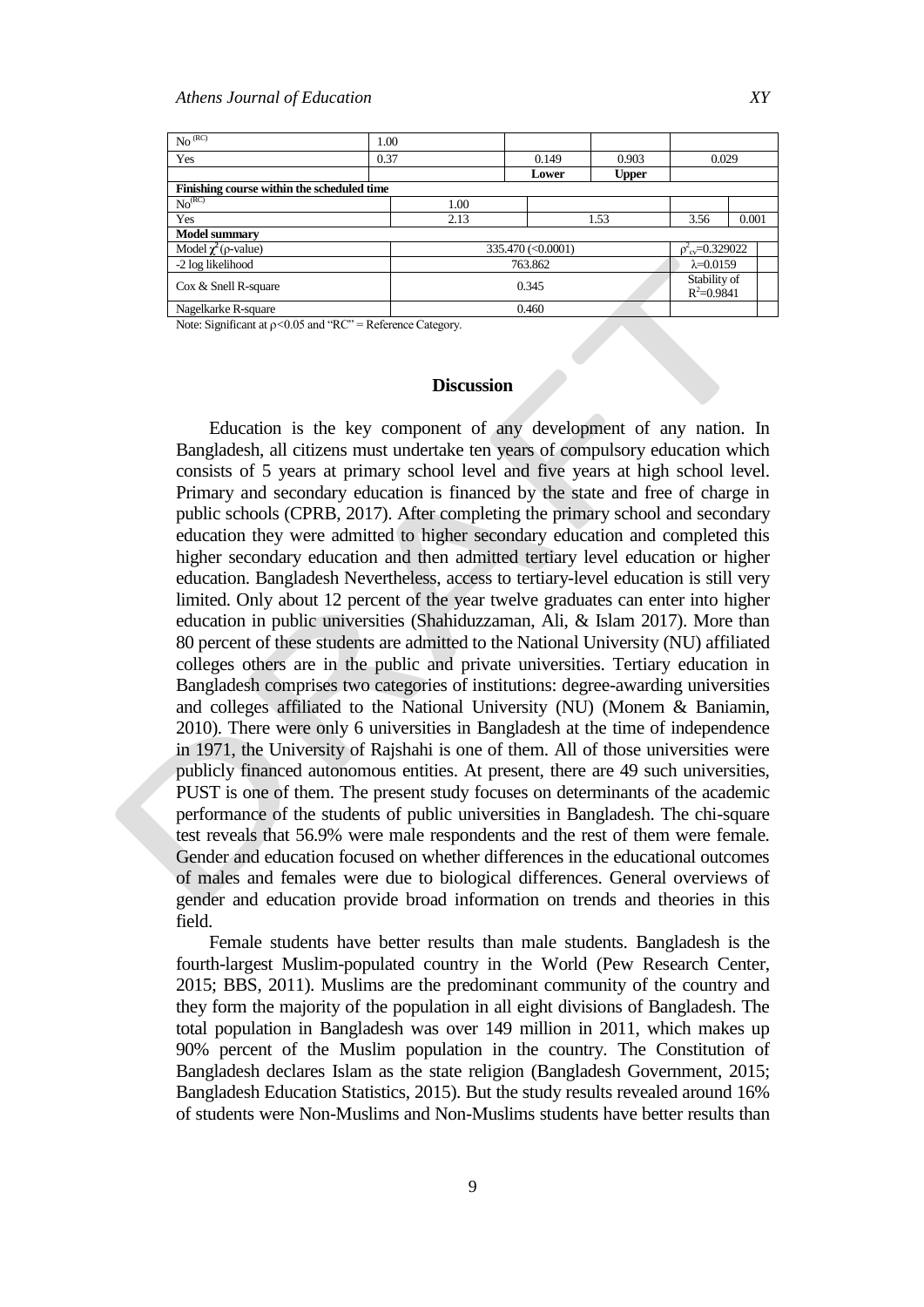| | | | | | |
|---|---|---|---|---|---|
| No $^{(RC)}$ | 1.00 | | | | |
| Yes | 0.37 | 0.149 | 0.903 | 0.029 | |
| | | Lower | Upper | | |
| **Finishing course within the scheduled time** | | | | | |
| No$^{(RC)}$ | 1.00 | | | | |
| Yes | 2.13 | 1.53 | | 3.56 | 0.001 |
| **Model summary** | | | | | |
| Model $\chi^2$ (ρ-value) | 335.470 (<0.0001) | | | $\rho^2_{cv}$=0.329022 | |
| -2 log likelihood | 763.862 | | | λ=0.0159 | |
| Cox & Snell R-square | 0.345 | | | Stability of $R^2$=0.9841 | |
| Nagelkarke R-square | 0.460 | | | | |

Note: Significant at ρ<0.05 and "RC" = Reference Category.

## Discussion

Education is the key component of any development of any nation. In Bangladesh, all citizens must undertake ten years of compulsory education which consists of 5 years at primary school level and five years at high school level. Primary and secondary education is financed by the state and free of charge in public schools (CPRB, 2017). After completing the primary school and secondary education they were admitted to higher secondary education and completed this higher secondary education and then admitted tertiary level education or higher education. Bangladesh Nevertheless, access to tertiary-level education is still very limited. Only about 12 percent of the year twelve graduates can enter into higher education in public universities (Shahiduzzaman, Ali, & Islam 2017). More than 80 percent of these students are admitted to the National University (NU) affiliated colleges others are in the public and private universities. Tertiary education in Bangladesh comprises two categories of institutions: degree-awarding universities and colleges affiliated to the National University (NU) (Monem & Baniamin, 2010). There were only 6 universities in Bangladesh at the time of independence in 1971, the University of Rajshahi is one of them. All of those universities were publicly financed autonomous entities. At present, there are 49 such universities, PUST is one of them. The present study focuses on determinants of the academic performance of the students of public universities in Bangladesh. The chi-square test reveals that 56.9% were male respondents and the rest of them were female. Gender and education focused on whether differences in the educational outcomes of males and females were due to biological differences. General overviews of gender and education provide broad information on trends and theories in this field.

Female students have better results than male students. Bangladesh is the fourth-largest Muslim-populated country in the World (Pew Research Center, 2015; BBS, 2011). Muslims are the predominant community of the country and they form the majority of the population in all eight divisions of Bangladesh. The total population in Bangladesh was over 149 million in 2011, which makes up 90% percent of the Muslim population in the country. The Constitution of Bangladesh declares Islam as the state religion (Bangladesh Government, 2015; Bangladesh Education Statistics, 2015). But the study results revealed around 16% of students were Non-Muslims and Non-Muslims students have better results than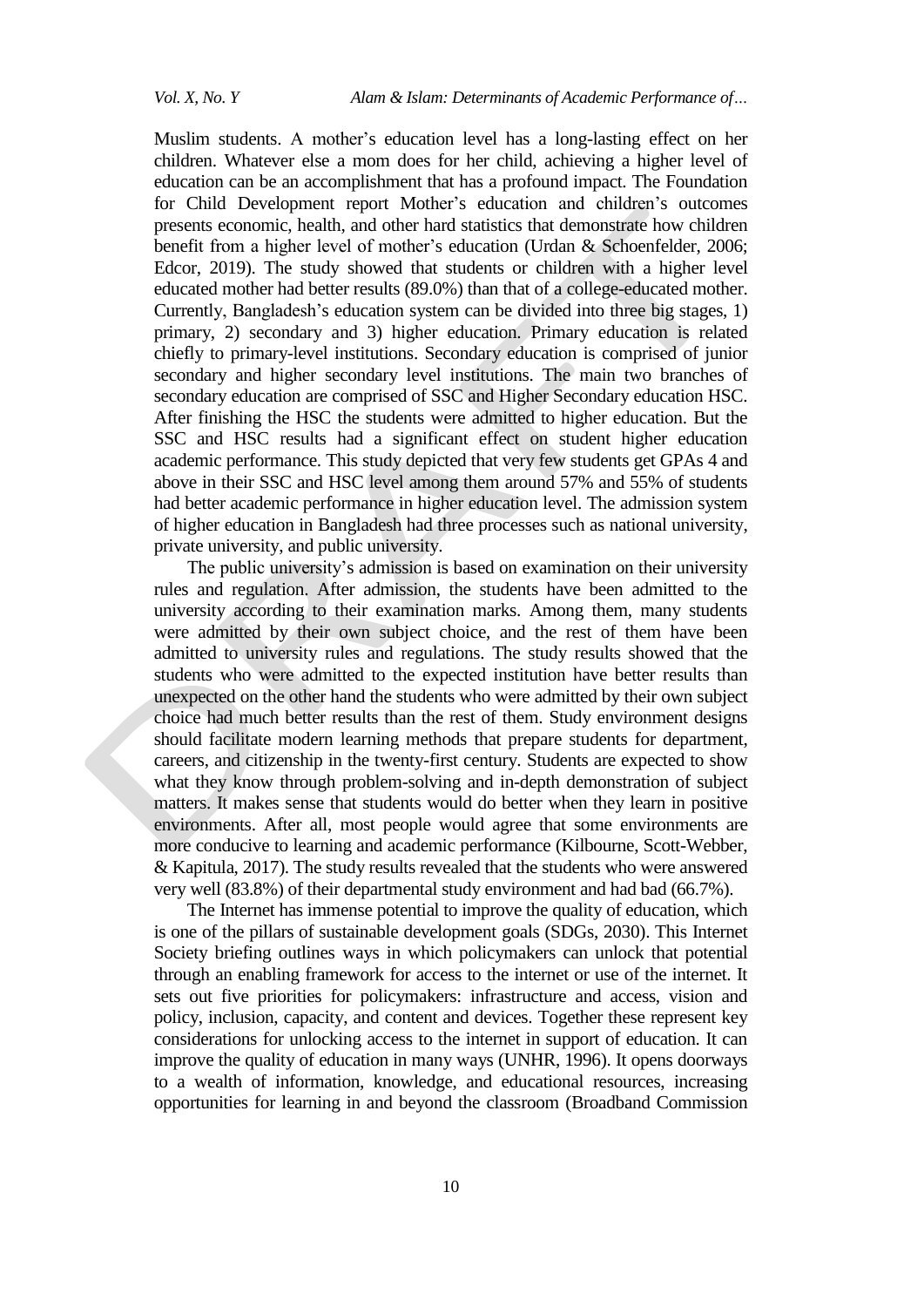Muslim students. A mother's education level has a long-lasting effect on her children. Whatever else a mom does for her child, achieving a higher level of education can be an accomplishment that has a profound impact. The Foundation for Child Development report Mother's education and children's outcomes presents economic, health, and other hard statistics that demonstrate how children benefit from a higher level of mother's education (Urdan & Schoenfelder, 2006; Edcor, 2019). The study showed that students or children with a higher level educated mother had better results (89.0%) than that of a college-educated mother. Currently, Bangladesh's education system can be divided into three big stages, 1) primary, 2) secondary and 3) higher education. Primary education is related chiefly to primary-level institutions. Secondary education is comprised of junior secondary and higher secondary level institutions. The main two branches of secondary education are comprised of SSC and Higher Secondary education HSC. After finishing the HSC the students were admitted to higher education. But the SSC and HSC results had a significant effect on student higher education academic performance. This study depicted that very few students get GPAs 4 and above in their SSC and HSC level among them around 57% and 55% of students had better academic performance in higher education level. The admission system of higher education in Bangladesh had three processes such as national university, private university, and public university.

The public university's admission is based on examination on their university rules and regulation. After admission, the students have been admitted to the university according to their examination marks. Among them, many students were admitted by their own subject choice, and the rest of them have been admitted to university rules and regulations. The study results showed that the students who were admitted to the expected institution have better results than unexpected on the other hand the students who were admitted by their own subject choice had much better results than the rest of them. Study environment designs should facilitate modern learning methods that prepare students for department, careers, and citizenship in the twenty-first century. Students are expected to show what they know through problem-solving and in-depth demonstration of subject matters. It makes sense that students would do better when they learn in positive environments. After all, most people would agree that some environments are more conducive to learning and academic performance (Kilbourne, Scott-Webber, & Kapitula, 2017). The study results revealed that the students who were answered very well (83.8%) of their departmental study environment and had bad (66.7%).

The Internet has immense potential to improve the quality of education, which is one of the pillars of sustainable development goals (SDGs, 2030). This Internet Society briefing outlines ways in which policymakers can unlock that potential through an enabling framework for access to the internet or use of the internet. It sets out five priorities for policymakers: infrastructure and access, vision and policy, inclusion, capacity, and content and devices. Together these represent key considerations for unlocking access to the internet in support of education. It can improve the quality of education in many ways (UNHR, 1996). It opens doorways to a wealth of information, knowledge, and educational resources, increasing opportunities for learning in and beyond the classroom (Broadband Commission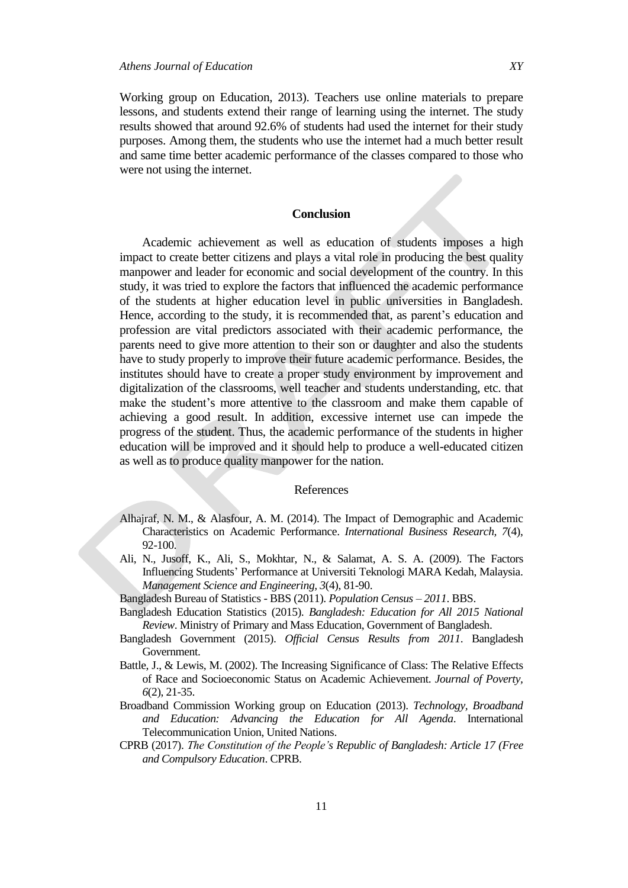Working group on Education, 2013). Teachers use online materials to prepare lessons, and students extend their range of learning using the internet. The study results showed that around 92.6% of students had used the internet for their study purposes. Among them, the students who use the internet had a much better result and same time better academic performance of the classes compared to those who were not using the internet.

## Conclusion

Academic achievement as well as education of students imposes a high impact to create better citizens and plays a vital role in producing the best quality manpower and leader for economic and social development of the country. In this study, it was tried to explore the factors that influenced the academic performance of the students at higher education level in public universities in Bangladesh. Hence, according to the study, it is recommended that, as parent's education and profession are vital predictors associated with their academic performance, the parents need to give more attention to their son or daughter and also the students have to study properly to improve their future academic performance. Besides, the institutes should have to create a proper study environment by improvement and digitalization of the classrooms, well teacher and students understanding, etc. that make the student's more attentive to the classroom and make them capable of achieving a good result. In addition, excessive internet use can impede the progress of the student. Thus, the academic performance of the students in higher education will be improved and it should help to produce a well-educated citizen as well as to produce quality manpower for the nation.

## References

Alhajraf, N. M., & Alasfour, A. M. (2014). The Impact of Demographic and Academic Characteristics on Academic Performance. *International Business Research, 7*(4), 92-100.

Ali, N., Jusoff, K., Ali, S., Mokhtar, N., & Salamat, A. S. A. (2009). The Factors Influencing Students' Performance at Universiti Teknologi MARA Kedah, Malaysia. *Management Science and Engineering, 3*(4), 81-90.

Bangladesh Bureau of Statistics - BBS (2011). *Population Census – 2011*. BBS.

Bangladesh Education Statistics (2015). *Bangladesh: Education for All 2015 National Review*. Ministry of Primary and Mass Education, Government of Bangladesh.

Bangladesh Government (2015). *Official Census Results from 2011*. Bangladesh Government.

Battle, J., & Lewis, M. (2002). The Increasing Significance of Class: The Relative Effects of Race and Socioeconomic Status on Academic Achievement. *Journal of Poverty, 6*(2), 21-35.

Broadband Commission Working group on Education (2013). *Technology, Broadband and Education: Advancing the Education for All Agenda*. International Telecommunication Union, United Nations.

CPRB (2017). *The Constitution of the People's Republic of Bangladesh: Article 17 (Free and Compulsory Education*. CPRB.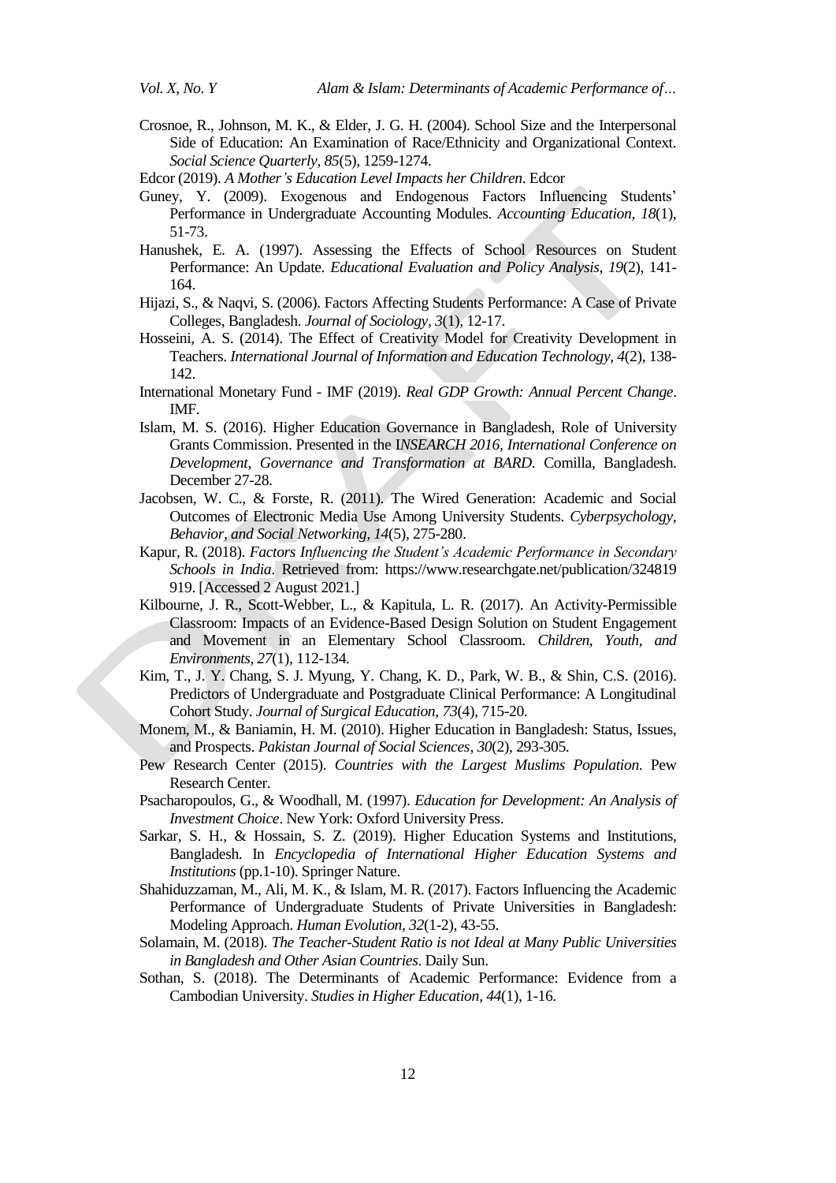Crosnoe, R., Johnson, M. K., & Elder, J. G. H. (2004). School Size and the Interpersonal Side of Education: An Examination of Race/Ethnicity and Organizational Context. *Social Science Quarterly, 85*(5), 1259-1274.

Edcor (2019). *A Mother's Education Level Impacts her Children*. Edcor

Guney, Y. (2009). Exogenous and Endogenous Factors Influencing Students' Performance in Undergraduate Accounting Modules. *Accounting Education, 18*(1), 51-73.

Hanushek, E. A. (1997). Assessing the Effects of School Resources on Student Performance: An Update. *Educational Evaluation and Policy Analysis, 19*(2), 141-164.

Hijazi, S., & Naqvi, S. (2006). Factors Affecting Students Performance: A Case of Private Colleges, Bangladesh. *Journal of Sociology, 3*(1), 12-17.

Hosseini, A. S. (2014). The Effect of Creativity Model for Creativity Development in Teachers. *International Journal of Information and Education Technology, 4*(2), 138-142.

International Monetary Fund - IMF (2019). *Real GDP Growth: Annual Percent Change*. IMF.

Islam, M. S. (2016). Higher Education Governance in Bangladesh, Role of University Grants Commission. Presented in the I*NSEARCH 2016, International Conference on Development, Governance and Transformation at BARD*. Comilla, Bangladesh. December 27-28.

Jacobsen, W. C., & Forste, R. (2011). The Wired Generation: Academic and Social Outcomes of Electronic Media Use Among University Students. *Cyberpsychology, Behavior, and Social Networking, 14*(5), 275-280.

Kapur, R. (2018). *Factors Influencing the Student's Academic Performance in Secondary Schools in India*. Retrieved from: https://www.researchgate.net/publication/324819 919. [Accessed 2 August 2021.]

Kilbourne, J. R., Scott-Webber, L., & Kapitula, L. R. (2017). An Activity-Permissible Classroom: Impacts of an Evidence-Based Design Solution on Student Engagement and Movement in an Elementary School Classroom. *Children, Youth, and Environments, 27*(1), 112-134.

Kim, T., J. Y. Chang, S. J. Myung, Y. Chang, K. D., Park, W. B., & Shin, C.S. (2016). Predictors of Undergraduate and Postgraduate Clinical Performance: A Longitudinal Cohort Study. *Journal of Surgical Education, 73*(4), 715-20.

Monem, M., & Baniamin, H. M. (2010). Higher Education in Bangladesh: Status, Issues, and Prospects. *Pakistan Journal of Social Sciences*, *30*(2), 293-305.

Pew Research Center (2015). *Countries with the Largest Muslims Population*. Pew Research Center.

Psacharopoulos, G., & Woodhall, M. (1997). *Education for Development: An Analysis of Investment Choice*. New York: Oxford University Press.

Sarkar, S. H., & Hossain, S. Z. (2019). Higher Education Systems and Institutions, Bangladesh. In *Encyclopedia of International Higher Education Systems and Institutions* (pp.1-10). Springer Nature.

Shahiduzzaman, M., Ali, M. K., & Islam, M. R. (2017). Factors Influencing the Academic Performance of Undergraduate Students of Private Universities in Bangladesh: Modeling Approach. *Human Evolution*, *32*(1-2), 43-55.

Solamain, M. (2018). *The Teacher-Student Ratio is not Ideal at Many Public Universities in Bangladesh and Other Asian Countries*. Daily Sun.

Sothan, S. (2018). The Determinants of Academic Performance: Evidence from a Cambodian University. *Studies in Higher Education*, *44*(1), 1-16.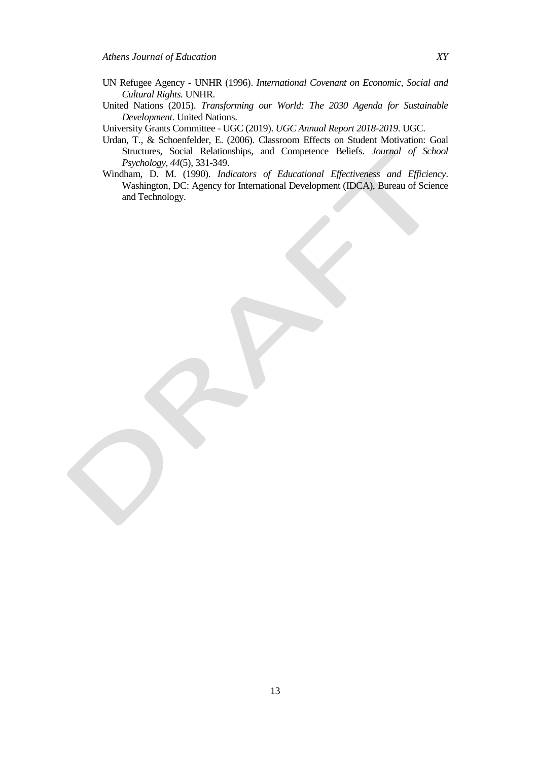UN Refugee Agency - UNHR (1996). *International Covenant on Economic, Social and Cultural Rights.* UNHR.

United Nations (2015). *Transforming our World: The 2030 Agenda for Sustainable Development.* United Nations.

University Grants Committee - UGC (2019). *UGC Annual Report 2018-2019*. UGC.

Urdan, T., & Schoenfelder, E. (2006). Classroom Effects on Student Motivation: Goal Structures, Social Relationships, and Competence Beliefs. *Journal of School Psychology, 44*(5), 331-349.

Windham, D. M. (1990). *Indicators of Educational Effectiveness and Efficiency*. Washington, DC: Agency for International Development (IDCA), Bureau of Science and Technology.